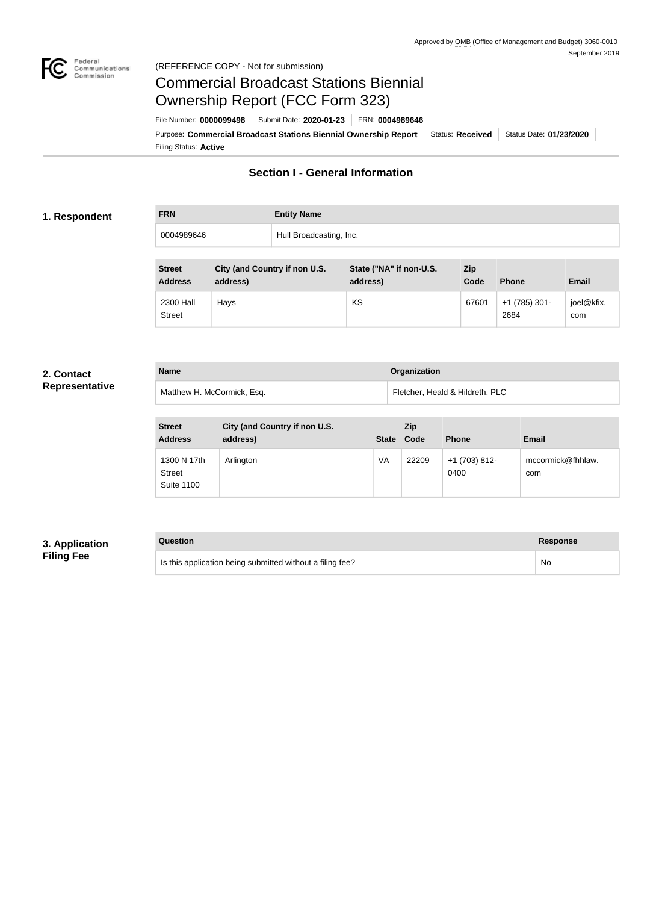Approved by OMB (Office of Management and Budget) 3060-0010
September 2019

(REFERENCE COPY - Not for submission)

# Commercial Broadcast Stations Biennial Ownership Report (FCC Form 323)

File Number: **0000099498** | Submit Date: **2020-01-23** | FRN: **0004989646**

Purpose: **Commercial Broadcast Stations Biennial Ownership Report** | Status: **Received** | Status Date: **01/23/2020**

Filing Status: **Active**

## Section I - General Information

### 1. Respondent

| FRN | Entity Name |
| --- | --- |
| 0004989646 | Hull Broadcasting, Inc. |

| Street Address | City (and Country if non U.S. address) | State ("NA" if non-U.S. address) | Zip Code | Phone | Email |
| --- | --- | --- | --- | --- | --- |
| 2300 Hall Street | Hays | KS | 67601 | +1 (785) 301-2684 | joel@kfix.com |

### 2. Contact Representative

| Name | Organization |
| --- | --- |
| Matthew H. McCormick, Esq. | Fletcher, Heald & Hildreth, PLC |

| Street Address | City (and Country if non U.S. address) | State | Zip Code | Phone | Email |
| --- | --- | --- | --- | --- | --- |
| 1300 N 17th Street Suite 1100 | Arlington | VA | 22209 | +1 (703) 812-0400 | mccormick@fhhlaw.com |

### 3. Application Filing Fee

| Question | Response |
| --- | --- |
| Is this application being submitted without a filing fee? | No |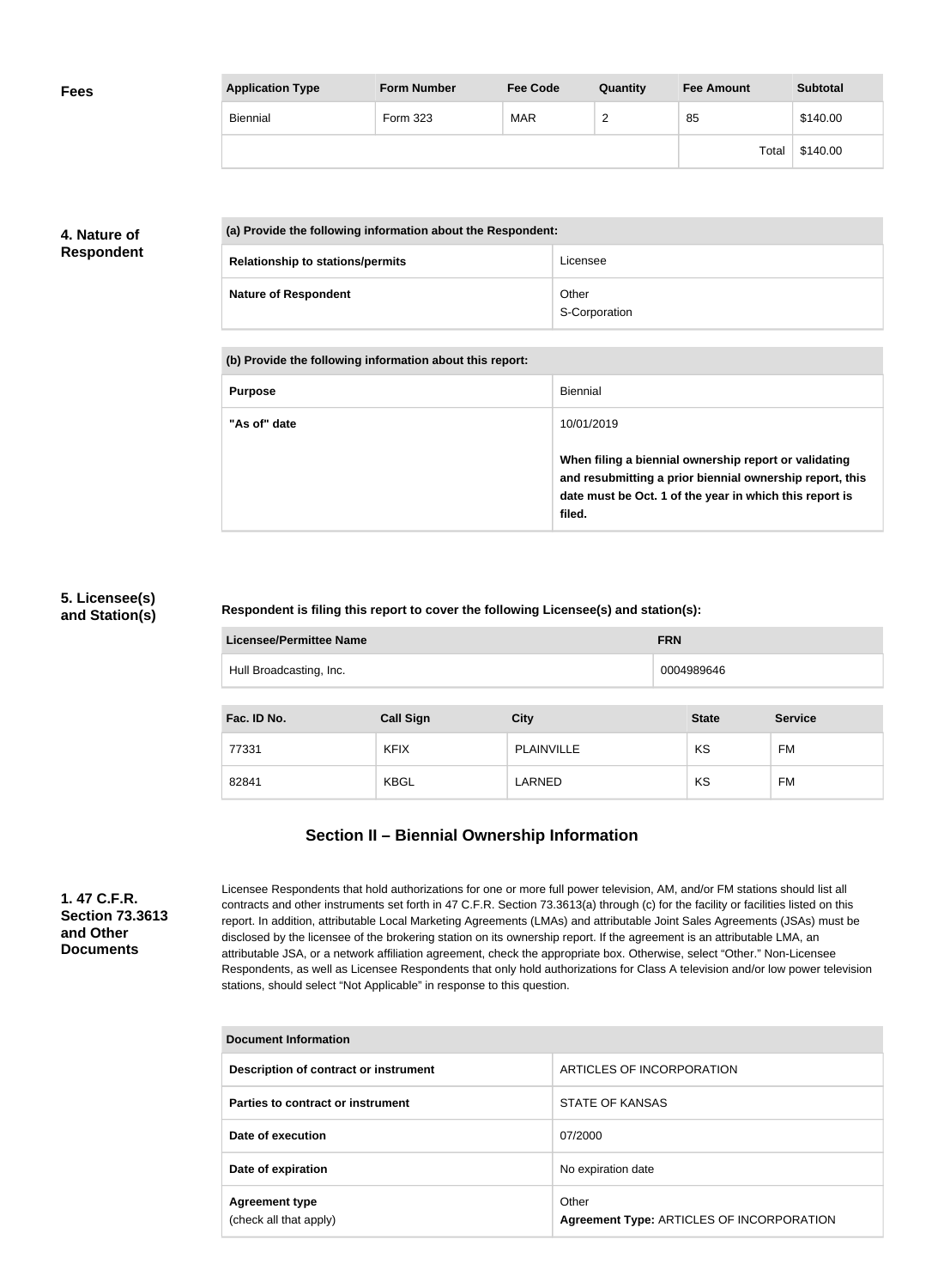## Fees

| Application Type | Form Number | Fee Code | Quantity | Fee Amount | Subtotal |
|---|---|---|---|---|---|
| Biennial | Form 323 | MAR | 2 | 85 | $140.00 |
| | | | | Total | $140.00 |

## 4. Nature of Respondent

| (a) Provide the following information about the Respondent: | |
|---|---|
| Relationship to stations/permits | Licensee |
| Nature of Respondent | Other<br>S-Corporation |

| (b) Provide the following information about this report: | |
|---|---|
| Purpose | Biennial |
| "As of" date | 10/01/2019<br><br>**When filing a biennial ownership report or validating and resubmitting a prior biennial ownership report, this date must be Oct. 1 of the year in which this report is filed.** |

## 5. Licensee(s) and Station(s)

**Respondent is filing this report to cover the following Licensee(s) and station(s):**

| Licensee/Permittee Name | FRN |
|---|---|
| Hull Broadcasting, Inc. | 0004989646 |

| Fac. ID No. | Call Sign | City | State | Service |
|---|---|---|---|---|
| 77331 | KFIX | PLAINVILLE | KS | FM |
| 82841 | KBGL | LARNED | KS | FM |

## Section II – Biennial Ownership Information

### 1. 47 C.F.R. Section 73.3613 and Other Documents

Licensee Respondents that hold authorizations for one or more full power television, AM, and/or FM stations should list all contracts and other instruments set forth in 47 C.F.R. Section 73.3613(a) through (c) for the facility or facilities listed on this report. In addition, attributable Local Marketing Agreements (LMAs) and attributable Joint Sales Agreements (JSAs) must be disclosed by the licensee of the brokering station on its ownership report. If the agreement is an attributable LMA, an attributable JSA, or a network affiliation agreement, check the appropriate box. Otherwise, select "Other." Non-Licensee Respondents, as well as Licensee Respondents that only hold authorizations for Class A television and/or low power television stations, should select "Not Applicable" in response to this question.

| Document Information | |
|---|---|
| Description of contract or instrument | ARTICLES OF INCORPORATION |
| Parties to contract or instrument | STATE OF KANSAS |
| Date of execution | 07/2000 |
| Date of expiration | No expiration date |
| Agreement type<br>(check all that apply) | Other<br>**Agreement Type:** ARTICLES OF INCORPORATION |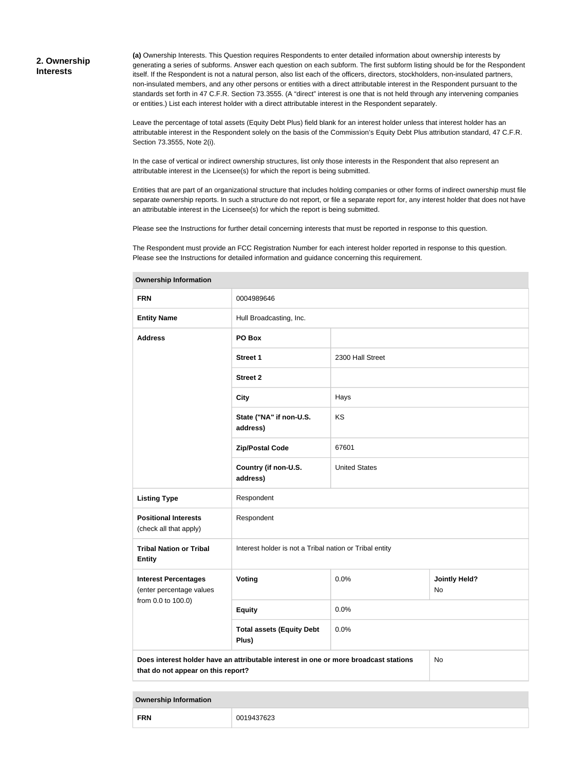## 2. Ownership Interests

**(a)** Ownership Interests. This Question requires Respondents to enter detailed information about ownership interests by generating a series of subforms. Answer each question on each subform. The first subform listing should be for the Respondent itself. If the Respondent is not a natural person, also list each of the officers, directors, stockholders, non-insulated partners, non-insulated members, and any other persons or entities with a direct attributable interest in the Respondent pursuant to the standards set forth in 47 C.F.R. Section 73.3555. (A "direct" interest is one that is not held through any intervening companies or entities.) List each interest holder with a direct attributable interest in the Respondent separately.

Leave the percentage of total assets (Equity Debt Plus) field blank for an interest holder unless that interest holder has an attributable interest in the Respondent solely on the basis of the Commission's Equity Debt Plus attribution standard, 47 C.F.R. Section 73.3555, Note 2(i).

In the case of vertical or indirect ownership structures, list only those interests in the Respondent that also represent an attributable interest in the Licensee(s) for which the report is being submitted.

Entities that are part of an organizational structure that includes holding companies or other forms of indirect ownership must file separate ownership reports. In such a structure do not report, or file a separate report for, any interest holder that does not have an attributable interest in the Licensee(s) for which the report is being submitted.

Please see the Instructions for further detail concerning interests that must be reported in response to this question.

The Respondent must provide an FCC Registration Number for each interest holder reported in response to this question. Please see the Instructions for detailed information and guidance concerning this requirement.

| **Ownership Information** | | | |
|---|---|---|---|
| **FRN** | 0004989646 | | |
| **Entity Name** | Hull Broadcasting, Inc. | | |
| **Address** | **PO Box** | | |
| | **Street 1** | 2300 Hall Street | |
| | **Street 2** | | |
| | **City** | Hays | |
| | **State ("NA" if non-U.S. address)** | KS | |
| | **Zip/Postal Code** | 67601 | |
| | **Country (if non-U.S. address)** | United States | |
| **Listing Type** | Respondent | | |
| **Positional Interests** (check all that apply) | Respondent | | |
| **Tribal Nation or Tribal Entity** | Interest holder is not a Tribal nation or Tribal entity | | |
| **Interest Percentages** (enter percentage values from 0.0 to 100.0) | **Voting** | 0.0% | **Jointly Held?** No |
| | **Equity** | 0.0% | |
| | **Total assets (Equity Debt Plus)** | 0.0% | |
| **Does interest holder have an attributable interest in one or more broadcast stations that do not appear on this report?** | | | No |

| **Ownership Information** | |
|---|---|
| **FRN** | 0019437623 |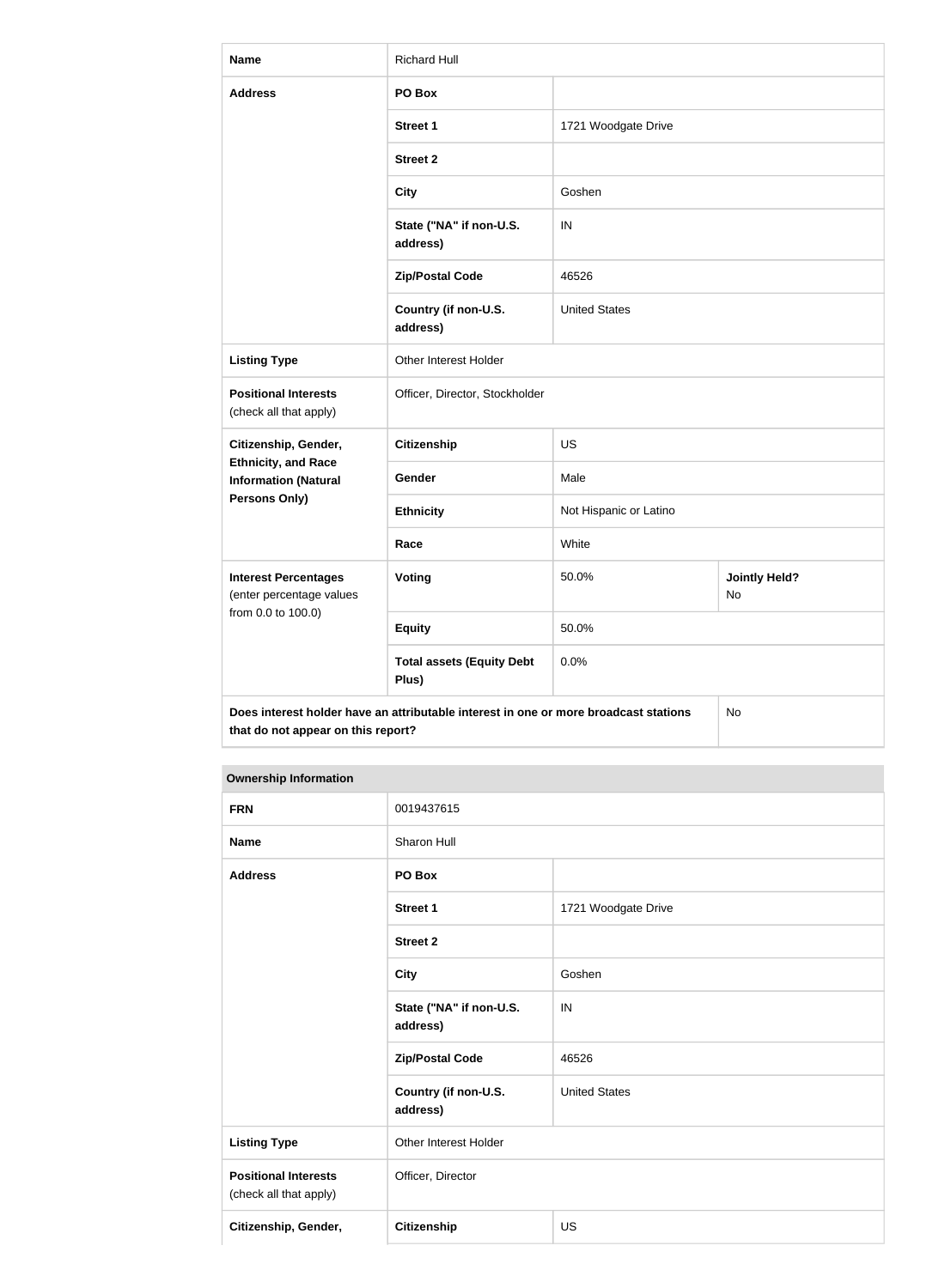| | | | |
|---|---|---|---|
| **Name** | Richard Hull | | |
| **Address** | **PO Box** | | |
| | **Street 1** | 1721 Woodgate Drive | |
| | **Street 2** | | |
| | **City** | Goshen | |
| | **State ("NA" if non-U.S. address)** | IN | |
| | **Zip/Postal Code** | 46526 | |
| | **Country (if non-U.S. address)** | United States | |
| **Listing Type** | Other Interest Holder | | |
| **Positional Interests** (check all that apply) | Officer, Director, Stockholder | | |
| **Citizenship, Gender, Ethnicity, and Race Information (Natural Persons Only)** | **Citizenship** | US | |
| | **Gender** | Male | |
| | **Ethnicity** | Not Hispanic or Latino | |
| | **Race** | White | |
| **Interest Percentages** (enter percentage values from 0.0 to 100.0) | **Voting** | 50.0% | **Jointly Held?** No |
| | **Equity** | 50.0% | |
| | **Total assets (Equity Debt Plus)** | 0.0% | |
| **Does interest holder have an attributable interest in one or more broadcast stations that do not appear on this report?** | | | No |

| **Ownership Information** | | |
|---|---|---|
| **FRN** | 0019437615 | |
| **Name** | Sharon Hull | |
| **Address** | **PO Box** | |
| | **Street 1** | 1721 Woodgate Drive |
| | **Street 2** | |
| | **City** | Goshen |
| | **State ("NA" if non-U.S. address)** | IN |
| | **Zip/Postal Code** | 46526 |
| | **Country (if non-U.S. address)** | United States |
| **Listing Type** | Other Interest Holder | |
| **Positional Interests** (check all that apply) | Officer, Director | |
| **Citizenship, Gender,** | **Citizenship** | US |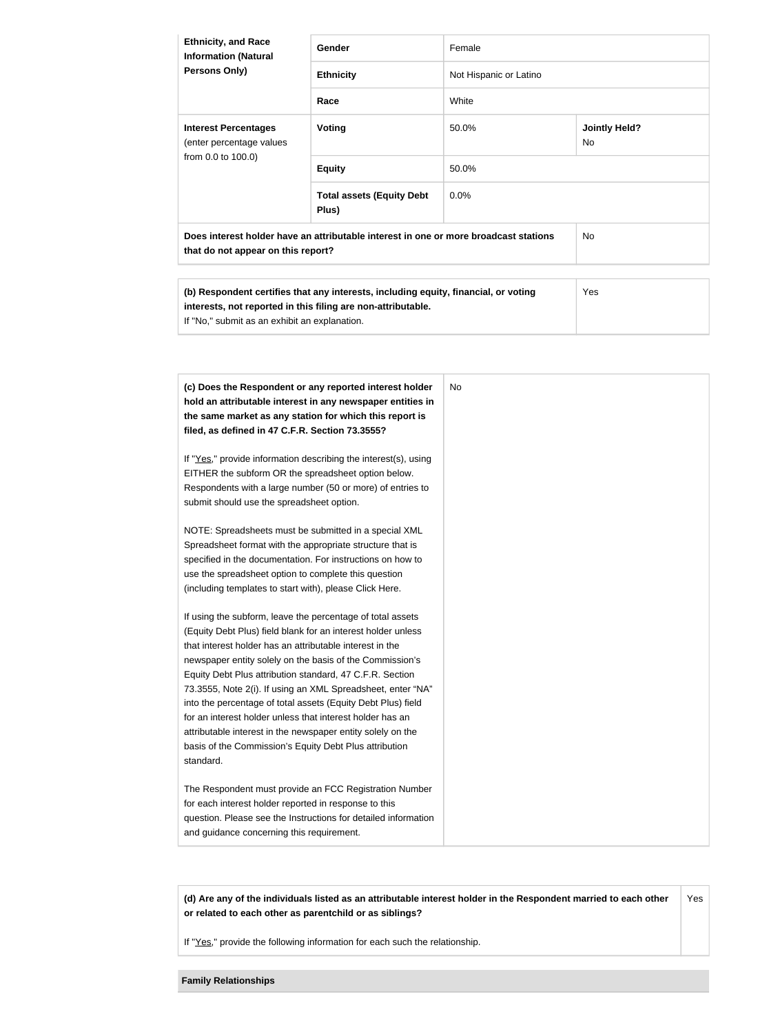| **Ethnicity, and Race Information (Natural Persons Only)** | **Gender** | Female | |
|---|---|---|---|
| | **Ethnicity** | Not Hispanic or Latino | |
| | **Race** | White | |
| **Interest Percentages** (enter percentage values from 0.0 to 100.0) | **Voting** | 50.0% | **Jointly Held?** No |
| | **Equity** | 50.0% | |
| | **Total assets (Equity Debt Plus)** | 0.0% | |
| **Does interest holder have an attributable interest in one or more broadcast stations that do not appear on this report?** | | | No |

| **(b) Respondent certifies that any interests, including equity, financial, or voting interests, not reported in this filing are non-attributable.** If "No," submit as an exhibit an explanation. | Yes |
|---|---|

| **(c) Does the Respondent or any reported interest holder hold an attributable interest in any newspaper entities in the same market as any station for which this report is filed, as defined in 47 C.F.R. Section 73.3555?**<br><br>If "Yes," provide information describing the interest(s), using EITHER the subform OR the spreadsheet option below. Respondents with a large number (50 or more) of entries to submit should use the spreadsheet option.<br><br>NOTE: Spreadsheets must be submitted in a special XML Spreadsheet format with the appropriate structure that is specified in the documentation. For instructions on how to use the spreadsheet option to complete this question (including templates to start with), please Click Here.<br><br>If using the subform, leave the percentage of total assets (Equity Debt Plus) field blank for an interest holder unless that interest holder has an attributable interest in the newspaper entity solely on the basis of the Commission's Equity Debt Plus attribution standard, 47 C.F.R. Section 73.3555, Note 2(i). If using an XML Spreadsheet, enter "NA" into the percentage of total assets (Equity Debt Plus) field for an interest holder unless that interest holder has an attributable interest in the newspaper entity solely on the basis of the Commission's Equity Debt Plus attribution standard.<br><br>The Respondent must provide an FCC Registration Number for each interest holder reported in response to this question. Please see the Instructions for detailed information and guidance concerning this requirement. | No |
|---|---|

| **(d) Are any of the individuals listed as an attributable interest holder in the Respondent married to each other or related to each other as parentchild or as siblings?**<br><br>If "Yes," provide the following information for each such the relationship. | Yes |
|---|---|

**Family Relationships**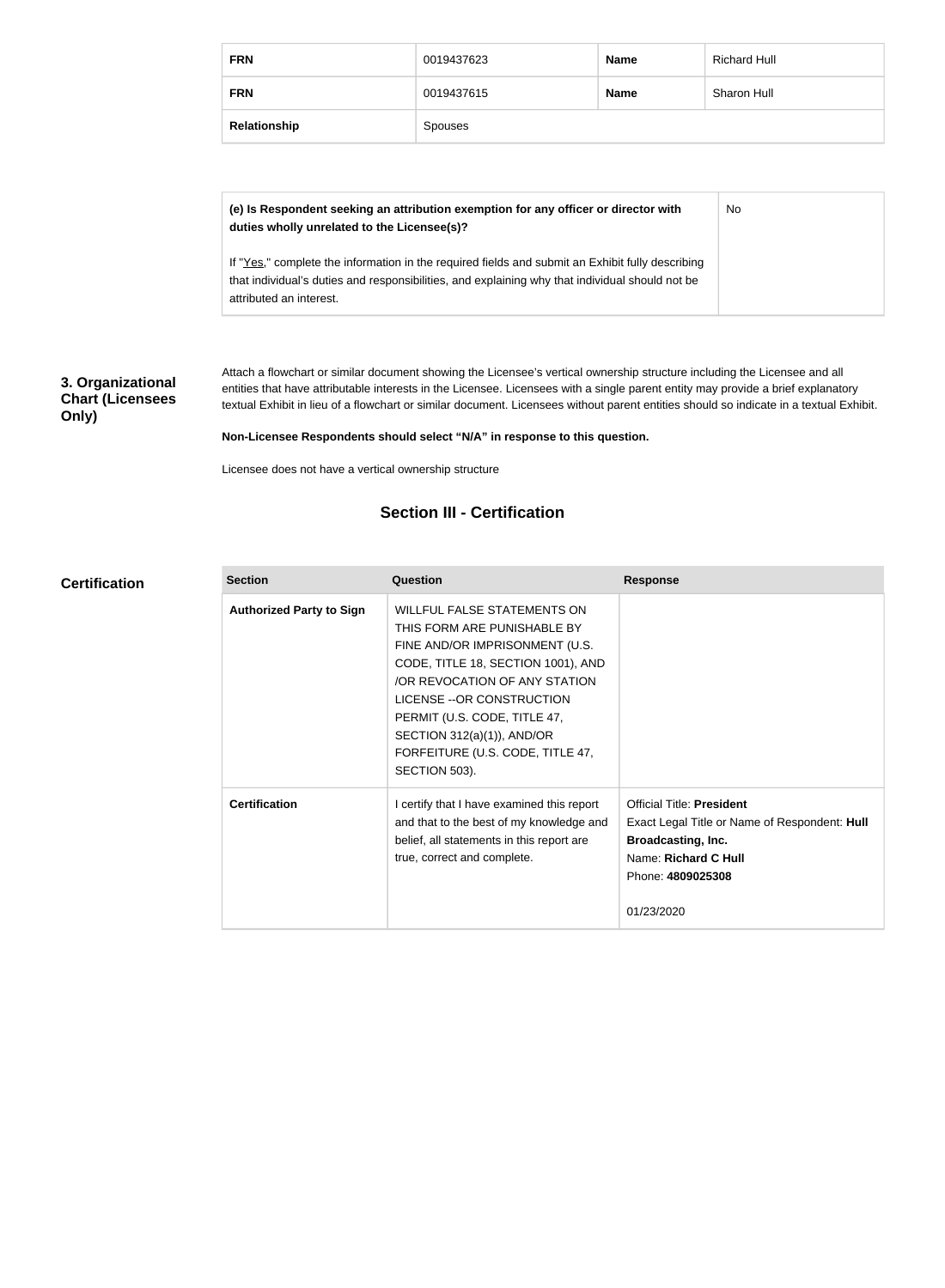| | | | |
|---|---|---|---|
| **FRN** | 0019437623 | **Name** | Richard Hull |
| **FRN** | 0019437615 | **Name** | Sharon Hull |
| **Relationship** | Spouses | | |

| | |
|---|---|
| **(e) Is Respondent seeking an attribution exemption for any officer or director with duties wholly unrelated to the Licensee(s)?**<br><br>If "Yes," complete the information in the required fields and submit an Exhibit fully describing that individual's duties and responsibilities, and explaining why that individual should not be attributed an interest. | No |

**3. Organizational Chart (Licensees Only)**

Attach a flowchart or similar document showing the Licensee's vertical ownership structure including the Licensee and all entities that have attributable interests in the Licensee. Licensees with a single parent entity may provide a brief explanatory textual Exhibit in lieu of a flowchart or similar document. Licensees without parent entities should so indicate in a textual Exhibit.

**Non-Licensee Respondents should select "N/A" in response to this question.**

Licensee does not have a vertical ownership structure

## Section III - Certification

**Certification**

| Section | Question | Response |
|---|---|---|
| **Authorized Party to Sign** | WILLFUL FALSE STATEMENTS ON THIS FORM ARE PUNISHABLE BY FINE AND/OR IMPRISONMENT (U.S. CODE, TITLE 18, SECTION 1001), AND /OR REVOCATION OF ANY STATION LICENSE --OR CONSTRUCTION PERMIT (U.S. CODE, TITLE 47, SECTION 312(a)(1)), AND/OR FORFEITURE (U.S. CODE, TITLE 47, SECTION 503). | |
| **Certification** | I certify that I have examined this report and that to the best of my knowledge and belief, all statements in this report are true, correct and complete. | Official Title: **President**<br>Exact Legal Title or Name of Respondent: **Hull Broadcasting, Inc.**<br>Name: **Richard C Hull**<br>Phone: **4809025308**<br><br>01/23/2020 |